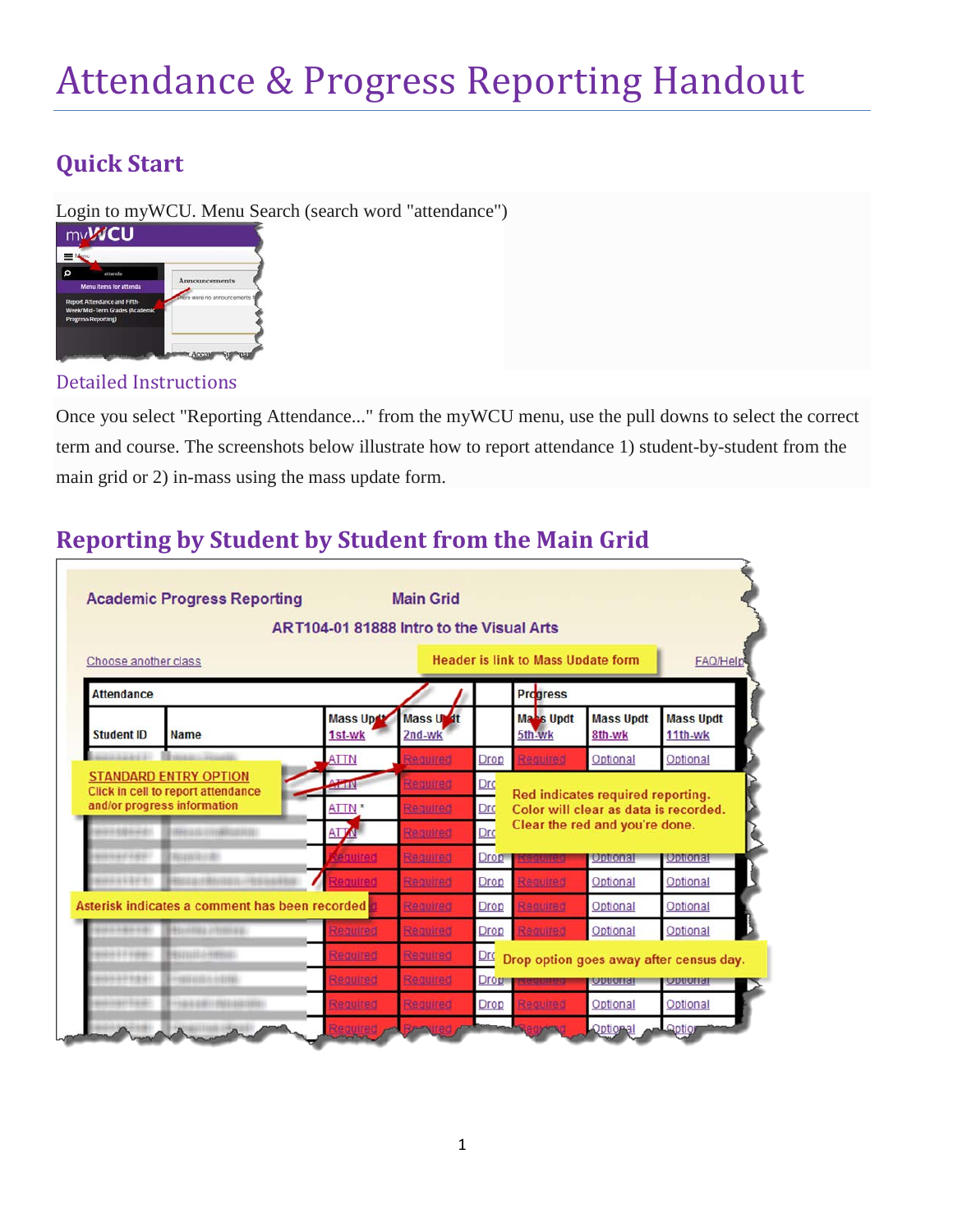# Attendance & Progress Reporting Handout

## Quick Start

Login to myWCU. Menu Search (search word "attendance")

### Detailed Instructions

Once you select "Reporting Attendance..." from the myWCU menu, use the pull downs to select the correct term and course. The screenshots below illustrate how to report attendance 1) student-by-student from the main grid or 2) in-mass using the mass update form.

## Reporting by Student by Student from the Main Grid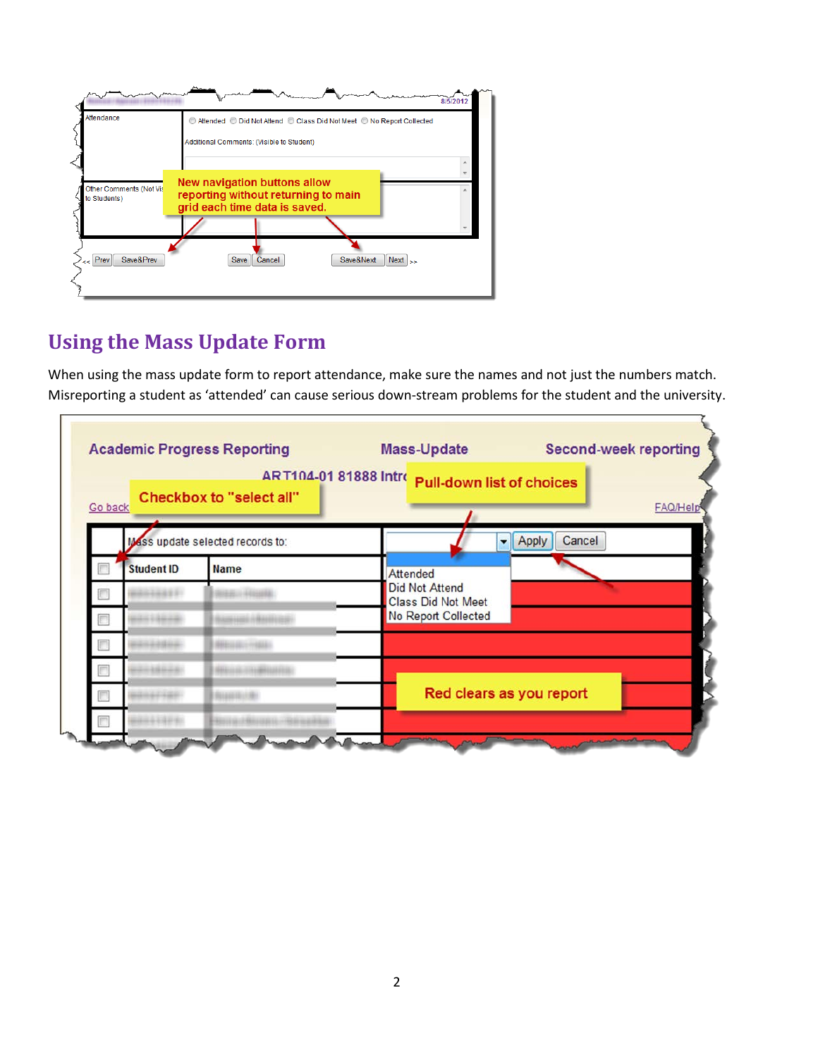## Using the Mass Update Form

When using the mass update form to report attendance, make sure the names and not just the numbers match. Misreporting a student as 'attended' can cause serious down-stream problems for the student and the university.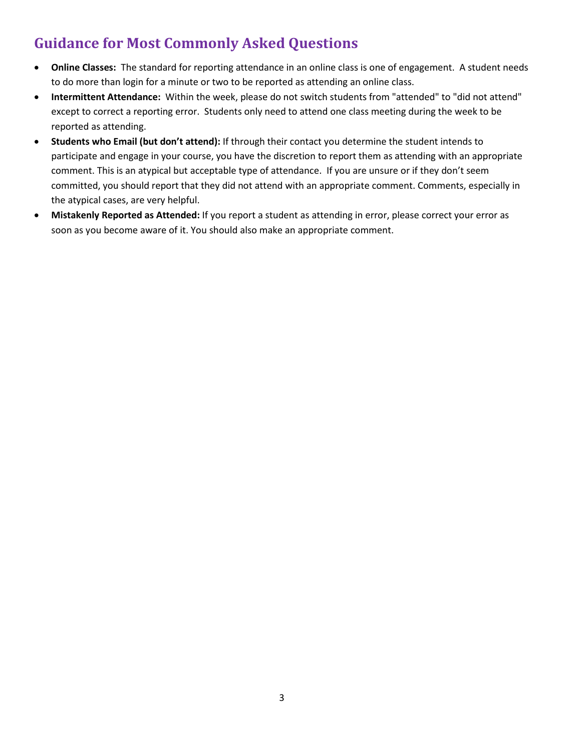## Guidance for Most Commonly Asked Questions

- **Online Classes:** The standard for reporting attendance in an online class is one of engagement. A student needs to do more than login for a minute or two to be reported as attending an online class.
- **Intermittent Attendance:** Within the week, please do not switch students from "attended" to "did not attend" except to correct a reporting error. Students only need to attend one class meeting during the week to be reported as attending.
- **Students who Email (but don't attend):** If through their contact you determine the student intends to participate and engage in your course, you have the discretion to report them as attending with an appropriate comment. This is an atypical but acceptable type of attendance. If you are unsure or if they don't seem committed, you should report that they did not attend with an appropriate comment. Comments, especially in the atypical cases, are very helpful.
- **Mistakenly Reported as Attended:** If you report a student as attending in error, please correct your error as soon as you become aware of it. You should also make an appropriate comment.